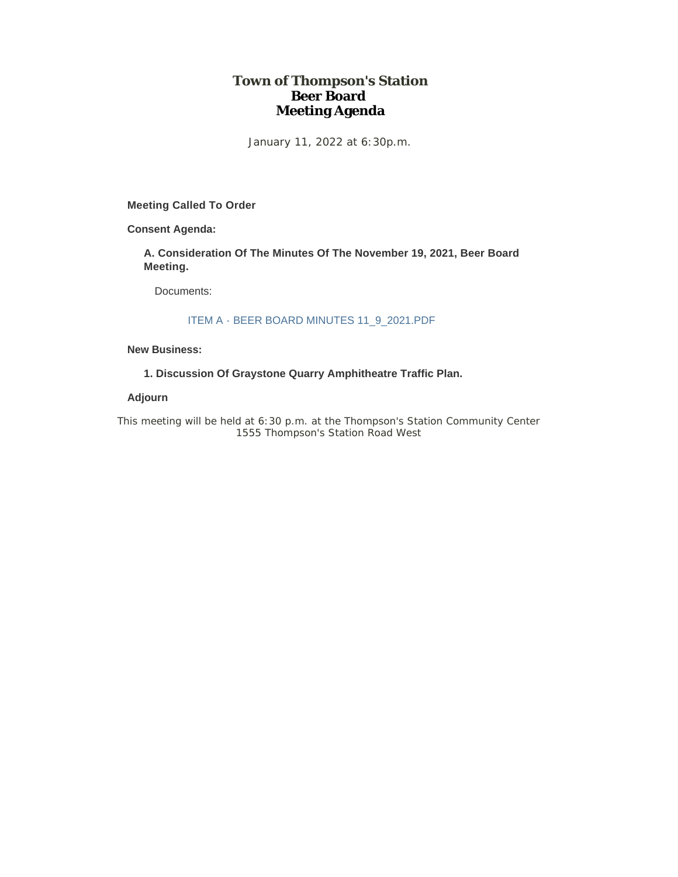# Town of Thompson's Station
# Beer Board
# Meeting Agenda

January 11, 2022 at 6:30p.m.

**Meeting Called To Order**

**Consent Agenda:**

**A. Consideration Of The Minutes Of The November 19, 2021, Beer Board Meeting.**

Documents:

ITEM A - BEER BOARD MINUTES 11_9_2021.PDF

**New Business:**

**1. Discussion Of Graystone Quarry Amphitheatre Traffic Plan.**

**Adjourn**

This meeting will be held at 6:30 p.m. at the Thompson's Station Community Center
1555 Thompson's Station Road West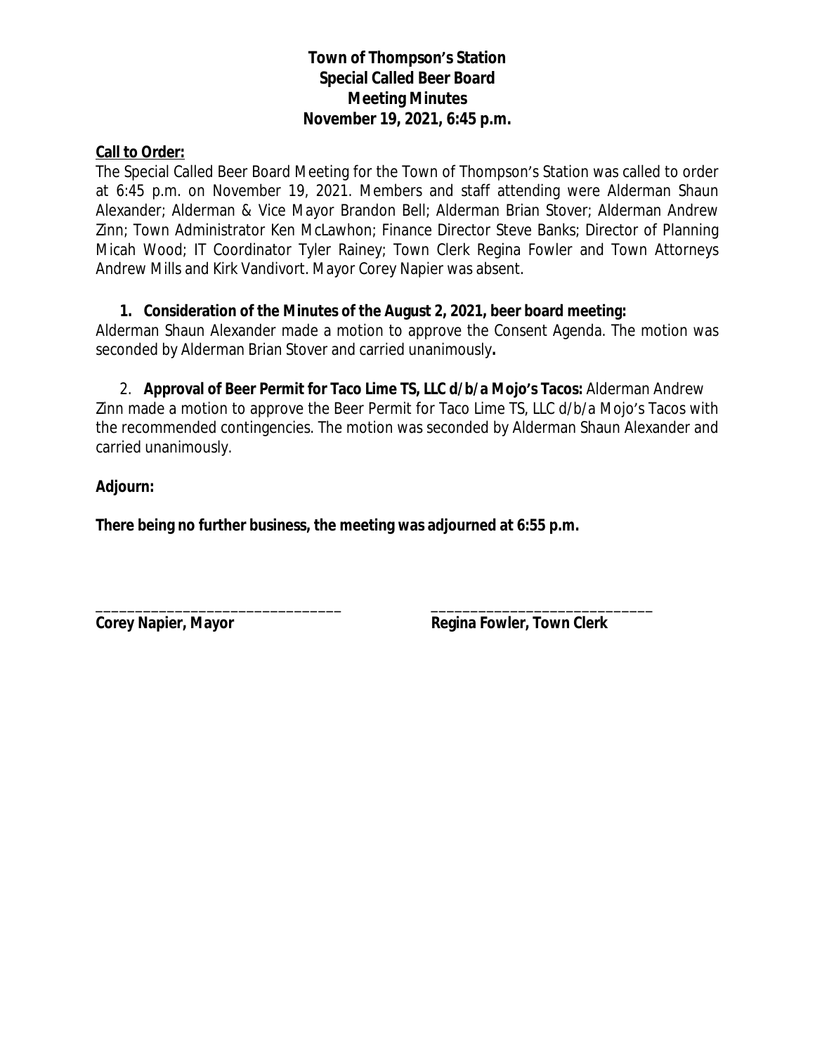# Town of Thompson's Station
## Special Called Beer Board
## Meeting Minutes
## November 19, 2021, 6:45 p.m.

**Call to Order:**

The Special Called Beer Board Meeting for the Town of Thompson's Station was called to order at 6:45 p.m. on November 19, 2021. Members and staff attending were Alderman Shaun Alexander; Alderman & Vice Mayor Brandon Bell; Alderman Brian Stover; Alderman Andrew Zinn; Town Administrator Ken McLawhon; Finance Director Steve Banks; Director of Planning Micah Wood; IT Coordinator Tyler Rainey; Town Clerk Regina Fowler and Town Attorneys Andrew Mills and Kirk Vandivort. Mayor Corey Napier was absent.

1. **Consideration of the Minutes of the August 2, 2021, beer board meeting:**
Alderman Shaun Alexander made a motion to approve the Consent Agenda. The motion was seconded by Alderman Brian Stover and carried unanimously**.**

2. **Approval of Beer Permit for Taco Lime TS, LLC d/b/a Mojo's Tacos:** Alderman Andrew Zinn made a motion to approve the Beer Permit for Taco Lime TS, LLC d/b/a Mojo's Tacos with the recommended contingencies. The motion was seconded by Alderman Shaun Alexander and carried unanimously.

**Adjourn:**

**There being no further business, the meeting was adjourned at 6:55 p.m.**

\_\_\_\_\_\_\_\_\_\_\_\_\_\_\_\_\_\_\_\_\_\_\_\_\_\_\_\_\_\_
**Corey Napier, Mayor**

\_\_\_\_\_\_\_\_\_\_\_\_\_\_\_\_\_\_\_\_\_\_\_\_\_\_\_\_\_\_
**Regina Fowler, Town Clerk**